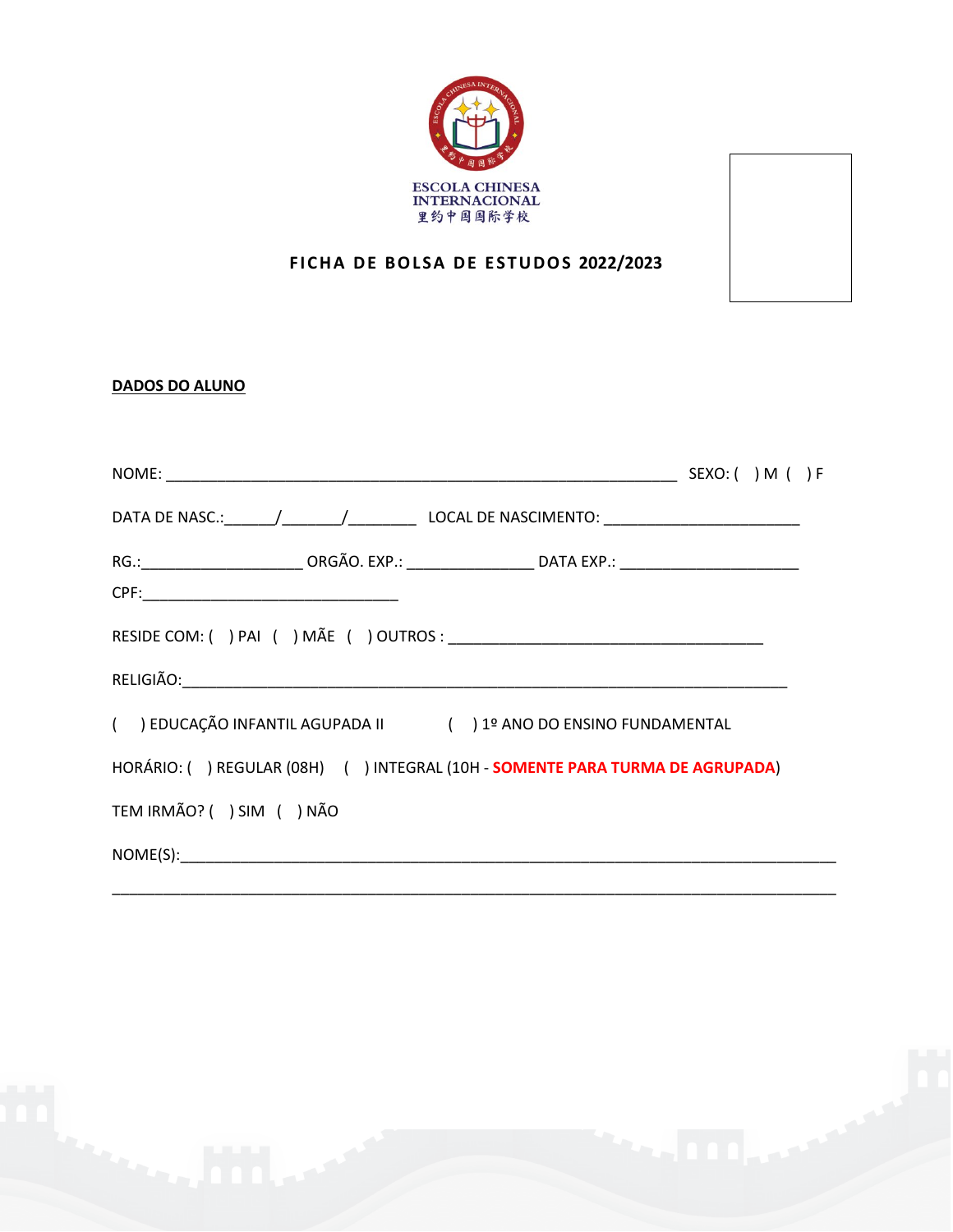ESCOLA CHINESA INTERNACIONAL
里约中国国际学校

## FICHA DE BOLSA DE ESTUDOS 2022/2023

**DADOS DO ALUNO**

NOME: ____________________________________________________________ SEXO: ( ) M ( ) F

DATA DE NASC.:______/_______/________ LOCAL DE NASCIMENTO: _______________________

RG.:___________________ ORGÃO. EXP.: _______________ DATA EXP.: _____________________

CPF:______________________________

RESIDE COM: ( ) PAI ( ) MÃE ( ) OUTROS : _____________________________________

RELIGIÃO:__________________________________________________________________________

( ) EDUCAÇÃO INFANTIL AGUPADA II ( ) 1º ANO DO ENSINO FUNDAMENTAL

HORÁRIO: ( ) REGULAR (08H) ( ) INTEGRAL (10H - **SOMENTE PARA TURMA DE AGRUPADA**)

TEM IRMÃO? ( ) SIM ( ) NÃO

NOME(S):__________________________________________________________________________

___________________________________________________________________________________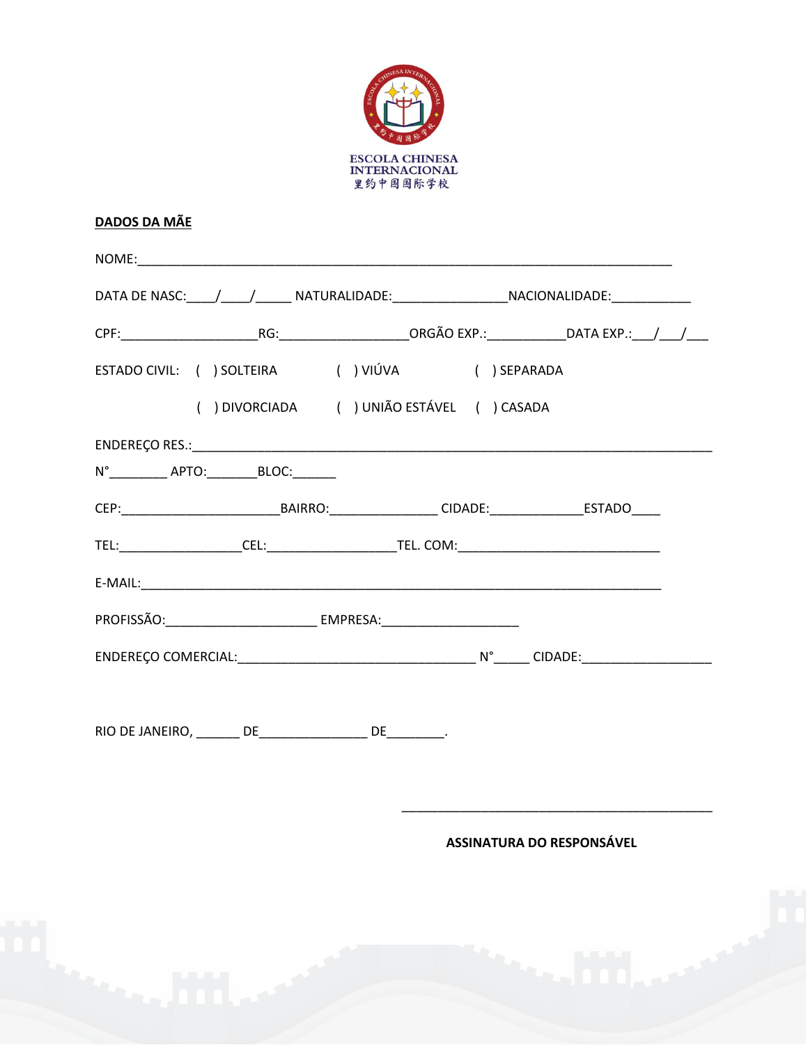ESCOLA CHINESA
INTERNACIONAL
里约中国国际学校

**DADOS DA MÃE**

NOME:_______________________________________________________________________________

DATA DE NASC:____/____/_____ NATURALIDADE:________________NACIONALIDADE:___________

CPF:___________________RG:__________________ORGÃO EXP.:___________DATA EXP.:___/___/___

ESTADO CIVIL: ( ) SOLTEIRA ( ) VIÚVA ( ) SEPARADA

( ) DIVORCIADA ( ) UNIÃO ESTÁVEL ( ) CASADA

ENDEREÇO RES.:_________________________________________________________________________

N°________ APTO:_______BLOC:______

CEP:______________________BAIRRO:_______________ CIDADE:_____________ESTADO____

TEL:_________________CEL:__________________TEL. COM:____________________________

E-MAIL:_______________________________________________________________________

PROFISSÃO:_____________________ EMPRESA:___________________

ENDEREÇO COMERCIAL:__________________________________ N°_____ CIDADE:__________________

RIO DE JANEIRO, ______ DE_______________ DE________.

_____________________________________________

**ASSINATURA DO RESPONSÁVEL**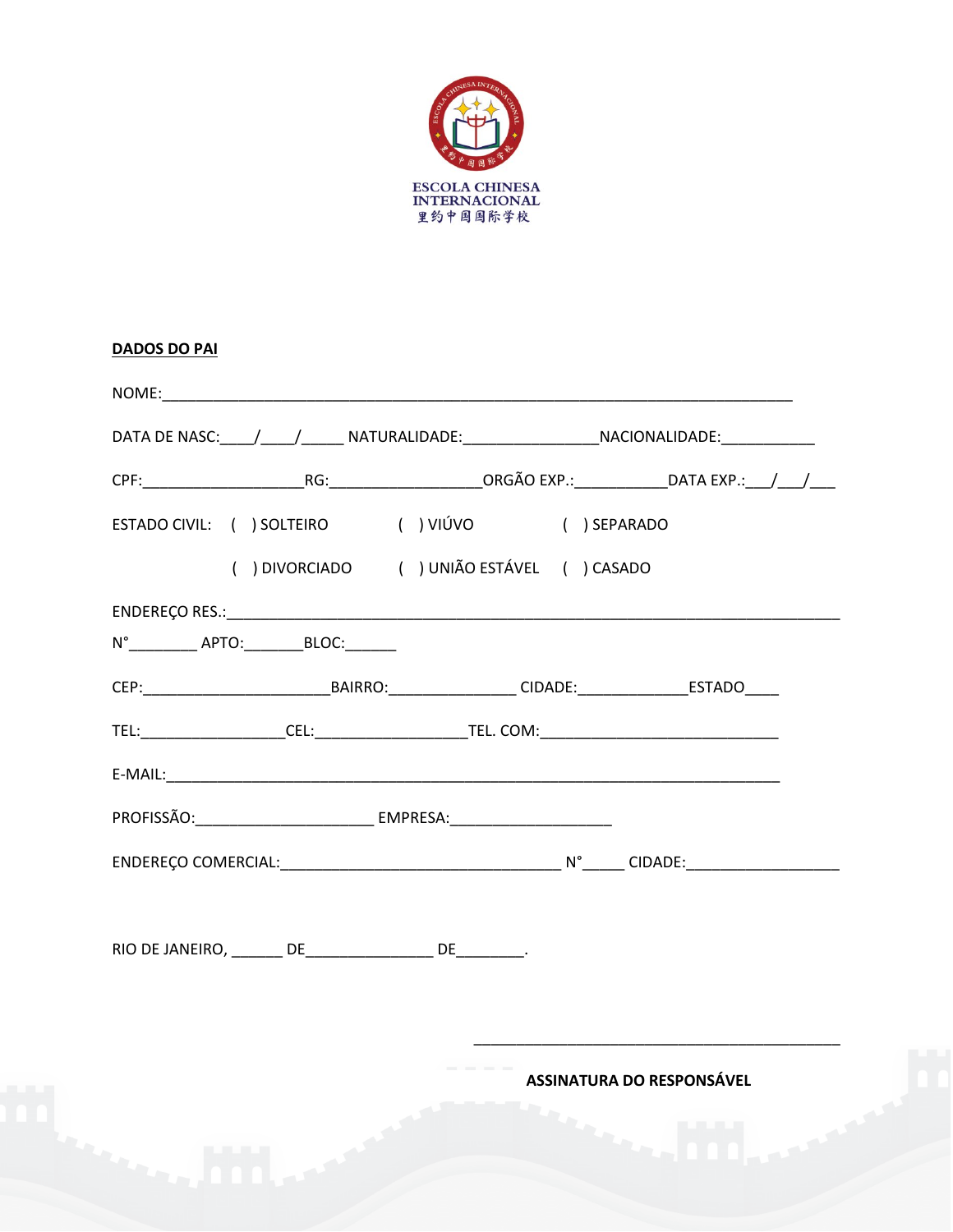ESCOLA CHINESA
INTERNACIONAL
里约中国国际学校

**DADOS DO PAI**

NOME:_______________________________________________________________________________

DATA DE NASC:____/____/_____ NATURALIDADE:_________________NACIONALIDADE:___________

CPF:____________________RG:___________________ORGÃO EXP.:___________DATA EXP.:___/___/___

ESTADO CIVIL: ( ) SOLTEIRO ( ) VIÚVO ( ) SEPARADO

( ) DIVORCIADO ( ) UNIÃO ESTÁVEL ( ) CASADO

ENDEREÇO RES.:______________________________________________________________________________

N°________ APTO:_______BLOC:______

CEP:_______________________BAIRRO:________________ CIDADE:______________ESTADO____

TEL:__________________CEL:___________________TEL. COM:______________________________

E-MAIL:___________________________________________________________________________

PROFISSÃO:______________________ EMPRESA:____________________

ENDEREÇO COMERCIAL:___________________________________ N°_____ CIDADE:___________________

RIO DE JANEIRO, ______ DE________________ DE________.

_____________________________________________

**ASSINATURA DO RESPONSÁVEL**